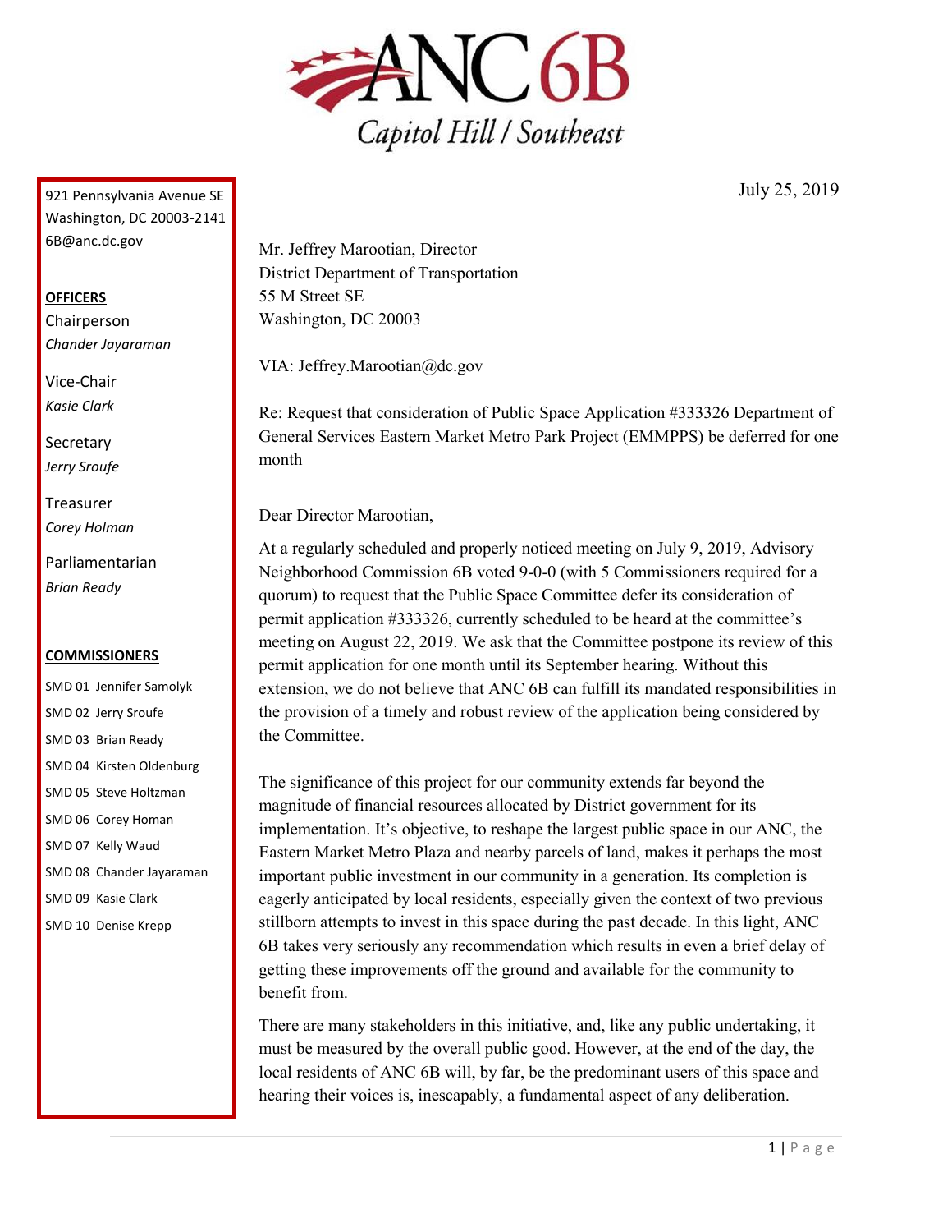# ANC 6B

Capitol Hill / Southeast

921 Pennsylvania Avenue SE
Washington, DC 20003-2141
6B@anc.dc.gov

**OFFICERS**

Chairperson
*Chander Jayaraman*

Vice-Chair
*Kasie Clark*

Secretary
*Jerry Sroufe*

Treasurer
*Corey Holman*

Parliamentarian
*Brian Ready*

**COMMISSIONERS**

SMD 01 Jennifer Samolyk
SMD 02 Jerry Sroufe
SMD 03 Brian Ready
SMD 04 Kirsten Oldenburg
SMD 05 Steve Holtzman
SMD 06 Corey Homan
SMD 07 Kelly Waud
SMD 08 Chander Jayaraman
SMD 09 Kasie Clark
SMD 10 Denise Krepp

July 25, 2019

Mr. Jeffrey Marootian, Director
District Department of Transportation
55 M Street SE
Washington, DC 20003

VIA: Jeffrey.Marootian@dc.gov

Re: Request that consideration of Public Space Application #333326 Department of General Services Eastern Market Metro Park Project (EMMPPS) be deferred for one month

Dear Director Marootian,

At a regularly scheduled and properly noticed meeting on July 9, 2019, Advisory Neighborhood Commission 6B voted 9-0-0 (with 5 Commissioners required for a quorum) to request that the Public Space Committee defer its consideration of permit application #333326, currently scheduled to be heard at the committee's meeting on August 22, 2019. <u>We ask that the Committee postpone its review of this permit application for one month until its September hearing.</u> Without this extension, we do not believe that ANC 6B can fulfill its mandated responsibilities in the provision of a timely and robust review of the application being considered by the Committee.

The significance of this project for our community extends far beyond the magnitude of financial resources allocated by District government for its implementation. It's objective, to reshape the largest public space in our ANC, the Eastern Market Metro Plaza and nearby parcels of land, makes it perhaps the most important public investment in our community in a generation. Its completion is eagerly anticipated by local residents, especially given the context of two previous stillborn attempts to invest in this space during the past decade. In this light, ANC 6B takes very seriously any recommendation which results in even a brief delay of getting these improvements off the ground and available for the community to benefit from.

There are many stakeholders in this initiative, and, like any public undertaking, it must be measured by the overall public good. However, at the end of the day, the local residents of ANC 6B will, by far, be the predominant users of this space and hearing their voices is, inescapably, a fundamental aspect of any deliberation.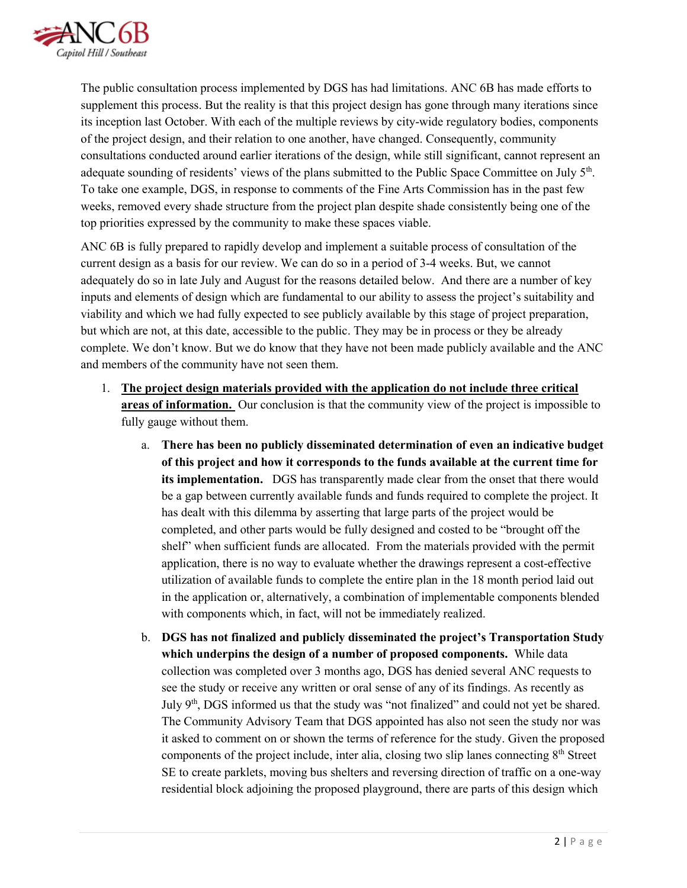The public consultation process implemented by DGS has had limitations. ANC 6B has made efforts to supplement this process. But the reality is that this project design has gone through many iterations since its inception last October. With each of the multiple reviews by city-wide regulatory bodies, components of the project design, and their relation to one another, have changed. Consequently, community consultations conducted around earlier iterations of the design, while still significant, cannot represent an adequate sounding of residents' views of the plans submitted to the Public Space Committee on July 5th. To take one example, DGS, in response to comments of the Fine Arts Commission has in the past few weeks, removed every shade structure from the project plan despite shade consistently being one of the top priorities expressed by the community to make these spaces viable.

ANC 6B is fully prepared to rapidly develop and implement a suitable process of consultation of the current design as a basis for our review. We can do so in a period of 3-4 weeks. But, we cannot adequately do so in late July and August for the reasons detailed below. And there are a number of key inputs and elements of design which are fundamental to our ability to assess the project's suitability and viability and which we had fully expected to see publicly available by this stage of project preparation, but which are not, at this date, accessible to the public. They may be in process or they be already complete. We don't know. But we do know that they have not been made publicly available and the ANC and members of the community have not seen them.

1. **<u>The project design materials provided with the application do not include three critical areas of information.</u>** Our conclusion is that the community view of the project is impossible to fully gauge without them.

   a. **There has been no publicly disseminated determination of even an indicative budget of this project and how it corresponds to the funds available at the current time for its implementation.** DGS has transparently made clear from the onset that there would be a gap between currently available funds and funds required to complete the project. It has dealt with this dilemma by asserting that large parts of the project would be completed, and other parts would be fully designed and costed to be "brought off the shelf" when sufficient funds are allocated. From the materials provided with the permit application, there is no way to evaluate whether the drawings represent a cost-effective utilization of available funds to complete the entire plan in the 18 month period laid out in the application or, alternatively, a combination of implementable components blended with components which, in fact, will not be immediately realized.

   b. **DGS has not finalized and publicly disseminated the project's Transportation Study which underpins the design of a number of proposed components.** While data collection was completed over 3 months ago, DGS has denied several ANC requests to see the study or receive any written or oral sense of any of its findings. As recently as July 9th, DGS informed us that the study was "not finalized" and could not yet be shared. The Community Advisory Team that DGS appointed has also not seen the study nor was it asked to comment on or shown the terms of reference for the study. Given the proposed components of the project include, inter alia, closing two slip lanes connecting 8th Street SE to create parklets, moving bus shelters and reversing direction of traffic on a one-way residential block adjoining the proposed playground, there are parts of this design which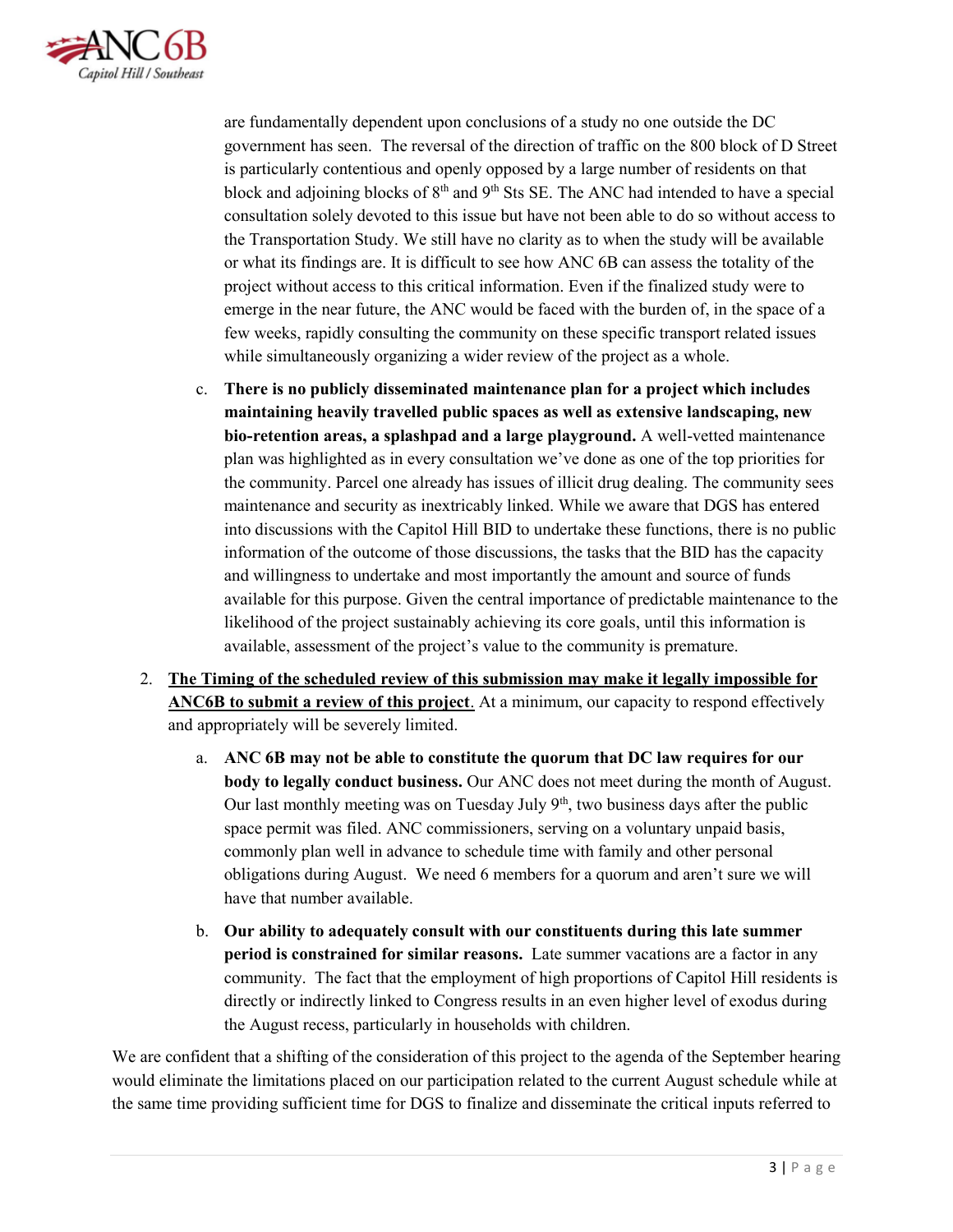are fundamentally dependent upon conclusions of a study no one outside the DC government has seen. The reversal of the direction of traffic on the 800 block of D Street is particularly contentious and openly opposed by a large number of residents on that block and adjoining blocks of 8th and 9th Sts SE. The ANC had intended to have a special consultation solely devoted to this issue but have not been able to do so without access to the Transportation Study. We still have no clarity as to when the study will be available or what its findings are. It is difficult to see how ANC 6B can assess the totality of the project without access to this critical information. Even if the finalized study were to emerge in the near future, the ANC would be faced with the burden of, in the space of a few weeks, rapidly consulting the community on these specific transport related issues while simultaneously organizing a wider review of the project as a whole.

c. **There is no publicly disseminated maintenance plan for a project which includes maintaining heavily travelled public spaces as well as extensive landscaping, new bio-retention areas, a splashpad and a large playground.** A well-vetted maintenance plan was highlighted as in every consultation we've done as one of the top priorities for the community. Parcel one already has issues of illicit drug dealing. The community sees maintenance and security as inextricably linked. While we aware that DGS has entered into discussions with the Capitol Hill BID to undertake these functions, there is no public information of the outcome of those discussions, the tasks that the BID has the capacity and willingness to undertake and most importantly the amount and source of funds available for this purpose. Given the central importance of predictable maintenance to the likelihood of the project sustainably achieving its core goals, until this information is available, assessment of the project's value to the community is premature.

2. **<u>The Timing of the scheduled review of this submission may make it legally impossible for ANC6B to submit a review of this project</u>**. At a minimum, our capacity to respond effectively and appropriately will be severely limited.

    a. **ANC 6B may not be able to constitute the quorum that DC law requires for our body to legally conduct business.** Our ANC does not meet during the month of August. Our last monthly meeting was on Tuesday July 9th, two business days after the public space permit was filed. ANC commissioners, serving on a voluntary unpaid basis, commonly plan well in advance to schedule time with family and other personal obligations during August. We need 6 members for a quorum and aren't sure we will have that number available.

    b. **Our ability to adequately consult with our constituents during this late summer period is constrained for similar reasons.** Late summer vacations are a factor in any community. The fact that the employment of high proportions of Capitol Hill residents is directly or indirectly linked to Congress results in an even higher level of exodus during the August recess, particularly in households with children.

We are confident that a shifting of the consideration of this project to the agenda of the September hearing would eliminate the limitations placed on our participation related to the current August schedule while at the same time providing sufficient time for DGS to finalize and disseminate the critical inputs referred to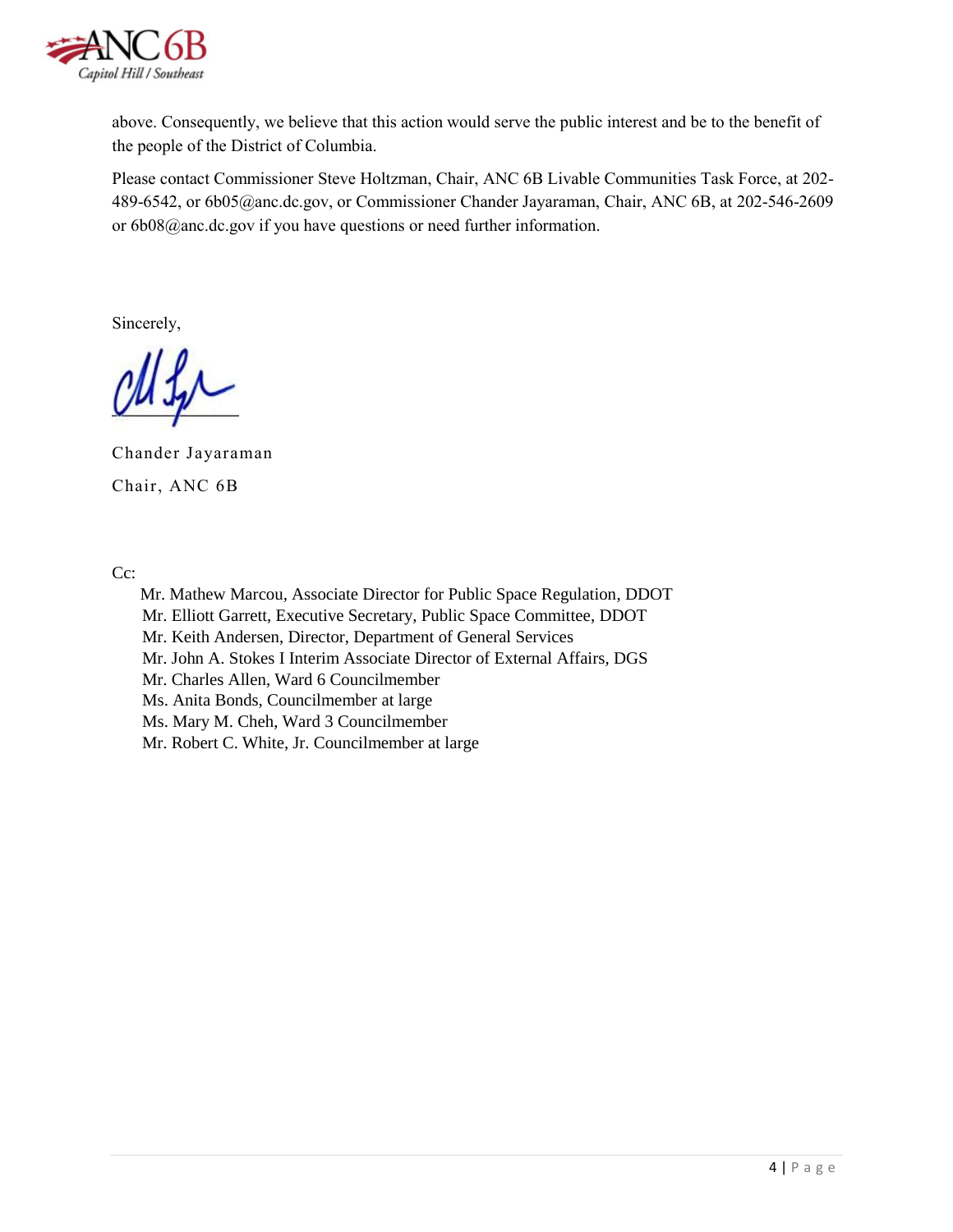above. Consequently, we believe that this action would serve the public interest and be to the benefit of the people of the District of Columbia.

Please contact Commissioner Steve Holtzman, Chair, ANC 6B Livable Communities Task Force, at 202-489-6542, or 6b05@anc.dc.gov, or Commissioner Chander Jayaraman, Chair, ANC 6B, at 202-546-2609 or 6b08@anc.dc.gov if you have questions or need further information.

Sincerely,

Chander Jayaraman

Chair, ANC 6B

Cc:

Mr. Mathew Marcou, Associate Director for Public Space Regulation, DDOT
Mr. Elliott Garrett, Executive Secretary, Public Space Committee, DDOT
Mr. Keith Andersen, Director, Department of General Services
Mr. John A. Stokes I Interim Associate Director of External Affairs, DGS
Mr. Charles Allen, Ward 6 Councilmember
Ms. Anita Bonds, Councilmember at large
Ms. Mary M. Cheh, Ward 3 Councilmember
Mr. Robert C. White, Jr. Councilmember at large